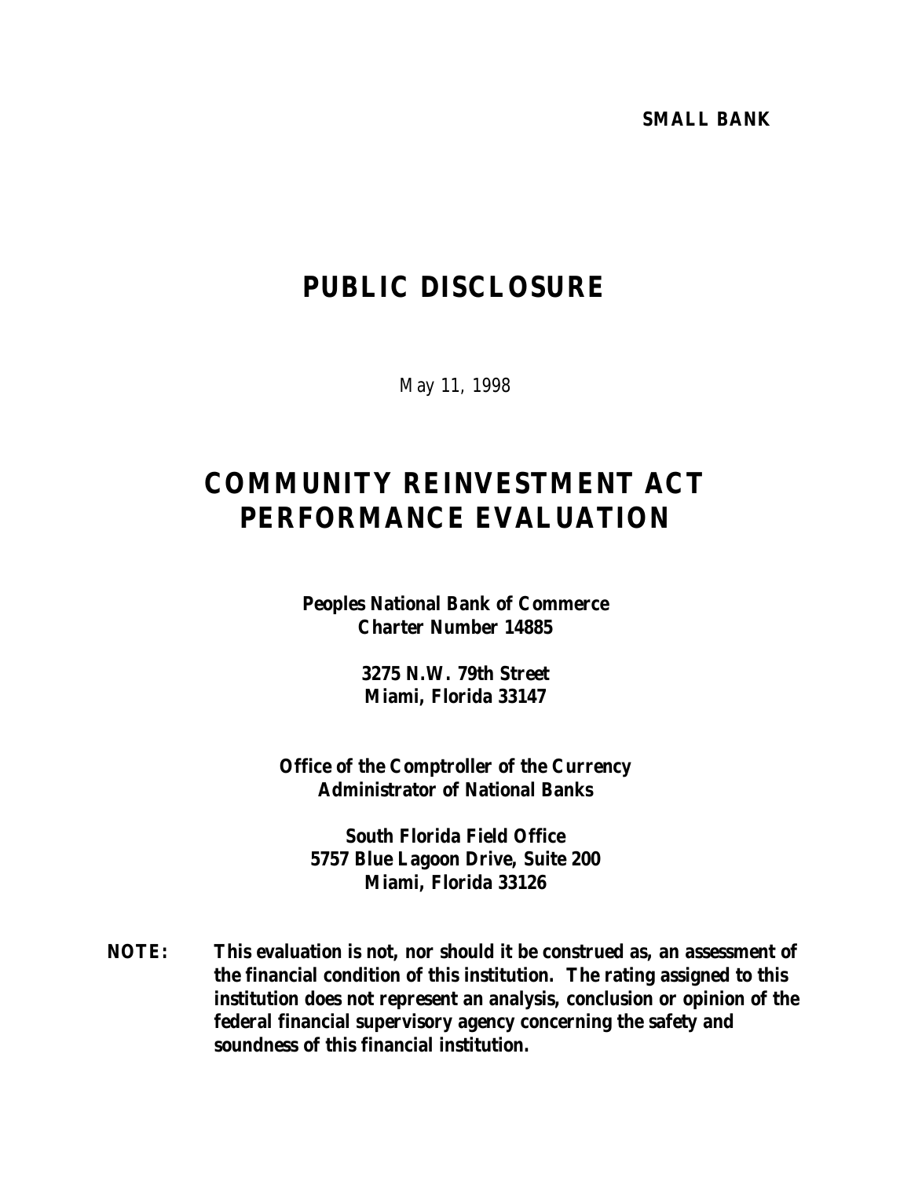**SMALL BANK**

# PUBLIC DISCLOSURE

May 11, 1998

# COMMUNITY REINVESTMENT ACT PERFORMANCE EVALUATION

**Peoples National Bank of Commerce**
**Charter Number 14885**

**3275 N.W. 79th Street**
**Miami, Florida 33147**

**Office of the Comptroller of the Currency**
**Administrator of National Banks**

**South Florida Field Office**
**5757 Blue Lagoon Drive, Suite 200**
**Miami, Florida 33126**

**NOTE: This evaluation is not, nor should it be construed as, an assessment of the financial condition of this institution. The rating assigned to this institution does not represent an analysis, conclusion or opinion of the federal financial supervisory agency concerning the safety and soundness of this financial institution.**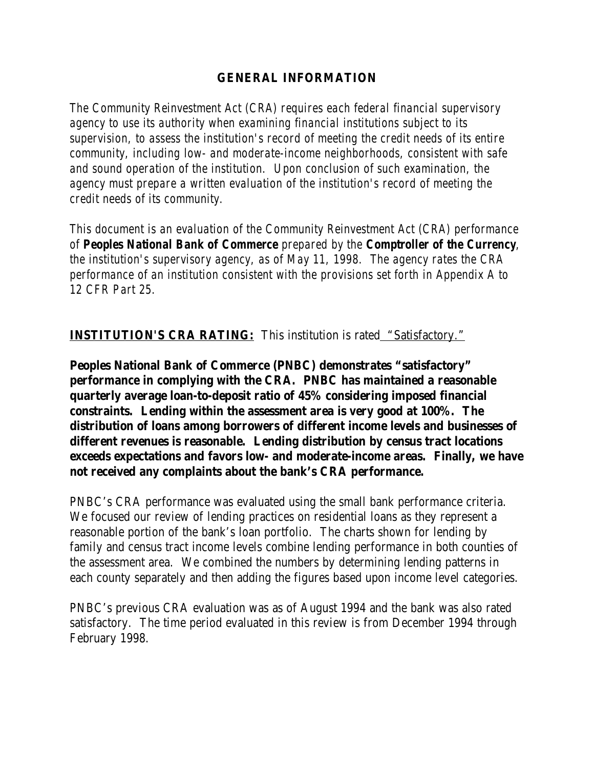## GENERAL INFORMATION

*The Community Reinvestment Act (CRA) requires each federal financial supervisory agency to use its authority when examining financial institutions subject to its supervision, to assess the institution's record of meeting the credit needs of its entire community, including low- and moderate-income neighborhoods, consistent with safe and sound operation of the institution. Upon conclusion of such examination, the agency must prepare a written evaluation of the institution's record of meeting the credit needs of its community.*

*This document is an evaluation of the Community Reinvestment Act (CRA) performance of* ***Peoples National Bank of Commerce*** *prepared by the* ***Comptroller of the Currency****, the institution's supervisory agency, as of May 11, 1998. The agency rates the CRA performance of an institution consistent with the provisions set forth in Appendix A to 12 CFR Part 25.*

**INSTITUTION'S CRA RATING:** This institution is rated "Satisfactory."

**Peoples National Bank of Commerce (PNBC) demonstrates "satisfactory" performance in complying with the CRA. PNBC has maintained a reasonable quarterly average loan-to-deposit ratio of 45% considering imposed financial constraints. Lending within the assessment area is very good at 100%. The distribution of loans among borrowers of different income levels and businesses of different revenues is reasonable. Lending distribution by census tract locations exceeds expectations and favors low- and moderate-income areas. Finally, we have not received any complaints about the bank's CRA performance.**

PNBC's CRA performance was evaluated using the small bank performance criteria. We focused our review of lending practices on residential loans as they represent a reasonable portion of the bank's loan portfolio. The charts shown for lending by family and census tract income levels combine lending performance in both counties of the assessment area. We combined the numbers by determining lending patterns in each county separately and then adding the figures based upon income level categories.

PNBC's previous CRA evaluation was as of August 1994 and the bank was also rated satisfactory. The time period evaluated in this review is from December 1994 through February 1998.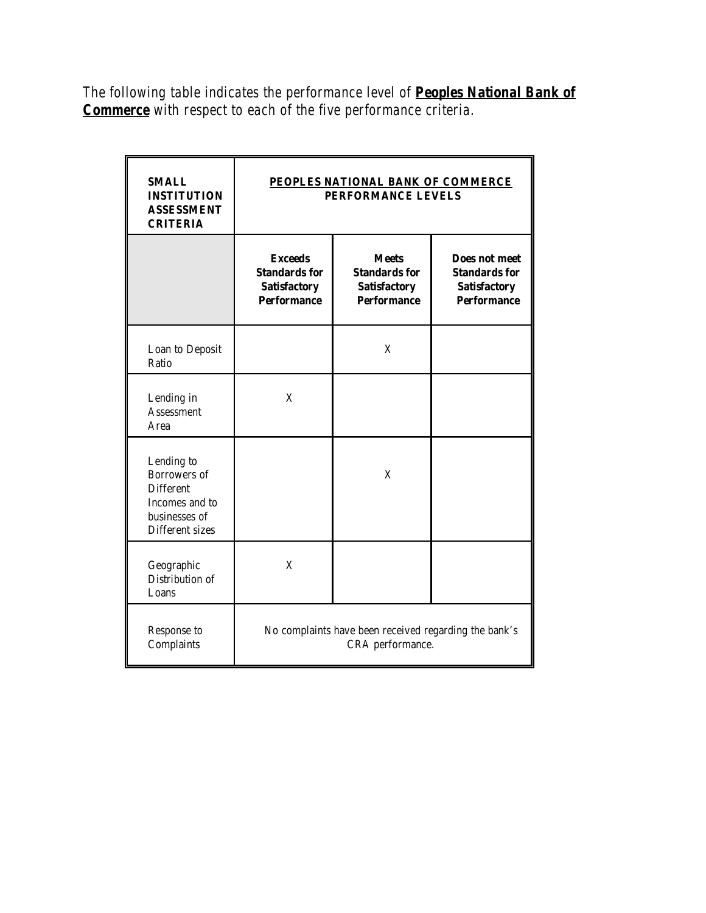*The following table indicates the performance level of **Peoples National Bank of Commerce** with respect to each of the five performance criteria.*

| **SMALL INSTITUTION ASSESSMENT CRITERIA** | **PEOPLES NATIONAL BANK OF COMMERCE PERFORMANCE LEVELS** | | |
|---|---|---|---|
| | **Exceeds Standards for Satisfactory Performance** | **Meets Standards for Satisfactory Performance** | **Does not meet Standards for Satisfactory Performance** |
| Loan to Deposit Ratio | | X | |
| Lending in Assessment Area | X | | |
| Lending to Borrowers of Different Incomes and to businesses of Different sizes | | X | |
| Geographic Distribution of Loans | X | | |
| Response to Complaints | No complaints have been received regarding the bank's CRA performance. | | |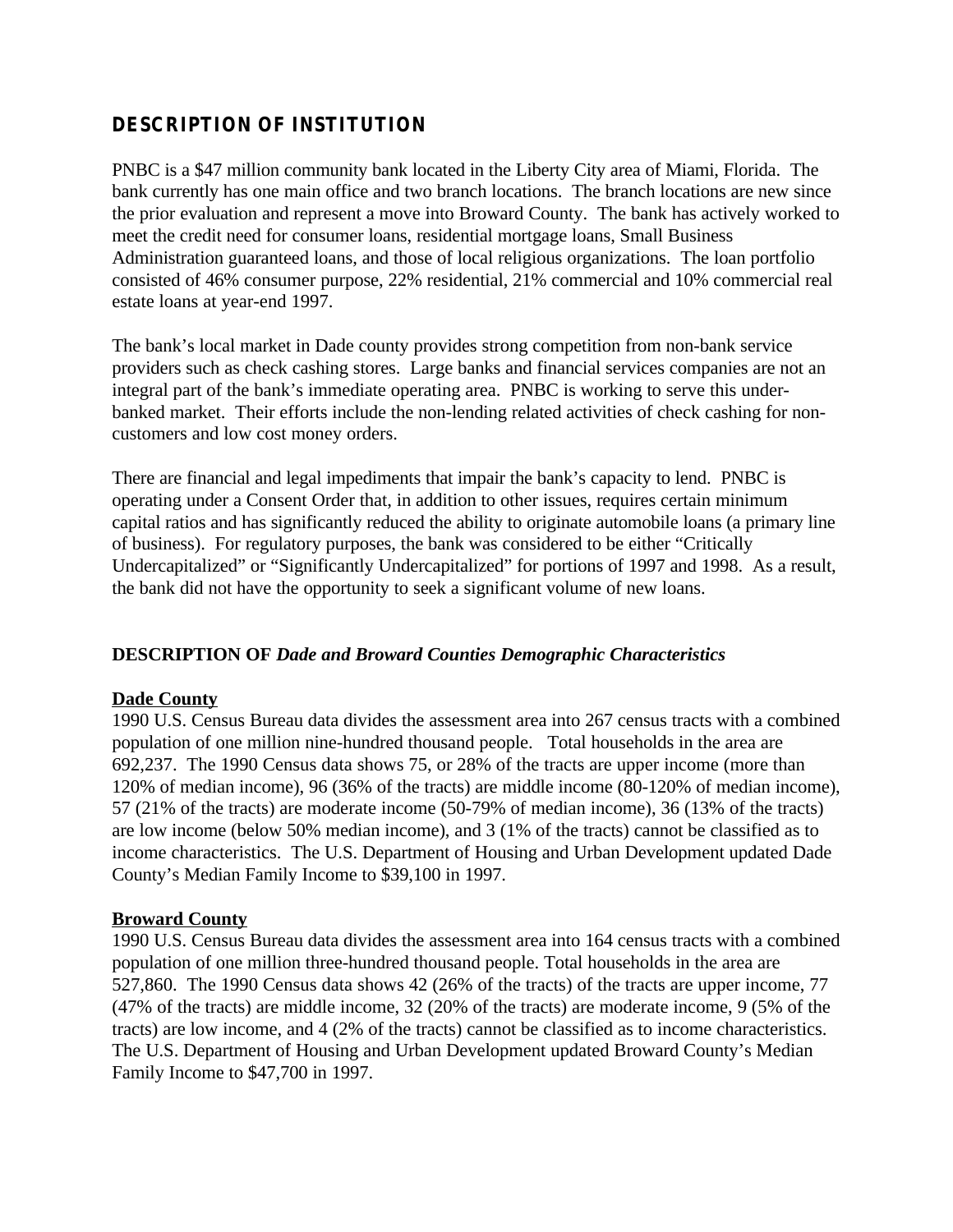## DESCRIPTION OF INSTITUTION

PNBC is a $47 million community bank located in the Liberty City area of Miami, Florida. The bank currently has one main office and two branch locations. The branch locations are new since the prior evaluation and represent a move into Broward County. The bank has actively worked to meet the credit need for consumer loans, residential mortgage loans, Small Business Administration guaranteed loans, and those of local religious organizations. The loan portfolio consisted of 46% consumer purpose, 22% residential, 21% commercial and 10% commercial real estate loans at year-end 1997.

The bank's local market in Dade county provides strong competition from non-bank service providers such as check cashing stores. Large banks and financial services companies are not an integral part of the bank's immediate operating area. PNBC is working to serve this under-banked market. Their efforts include the non-lending related activities of check cashing for non-customers and low cost money orders.

There are financial and legal impediments that impair the bank's capacity to lend. PNBC is operating under a Consent Order that, in addition to other issues, requires certain minimum capital ratios and has significantly reduced the ability to originate automobile loans (a primary line of business). For regulatory purposes, the bank was considered to be either "Critically Undercapitalized" or "Significantly Undercapitalized" for portions of 1997 and 1998. As a result, the bank did not have the opportunity to seek a significant volume of new loans.

### DESCRIPTION OF *Dade and Broward Counties Demographic Characteristics*

**Dade County**

1990 U.S. Census Bureau data divides the assessment area into 267 census tracts with a combined population of one million nine-hundred thousand people. Total households in the area are 692,237. The 1990 Census data shows 75, or 28% of the tracts are upper income (more than 120% of median income), 96 (36% of the tracts) are middle income (80-120% of median income), 57 (21% of the tracts) are moderate income (50-79% of median income), 36 (13% of the tracts) are low income (below 50% median income), and 3 (1% of the tracts) cannot be classified as to income characteristics. The U.S. Department of Housing and Urban Development updated Dade County's Median Family Income to $39,100 in 1997.

**Broward County**

1990 U.S. Census Bureau data divides the assessment area into 164 census tracts with a combined population of one million three-hundred thousand people. Total households in the area are 527,860. The 1990 Census data shows 42 (26% of the tracts) of the tracts are upper income, 77 (47% of the tracts) are middle income, 32 (20% of the tracts) are moderate income, 9 (5% of the tracts) are low income, and 4 (2% of the tracts) cannot be classified as to income characteristics. The U.S. Department of Housing and Urban Development updated Broward County's Median Family Income to $47,700 in 1997.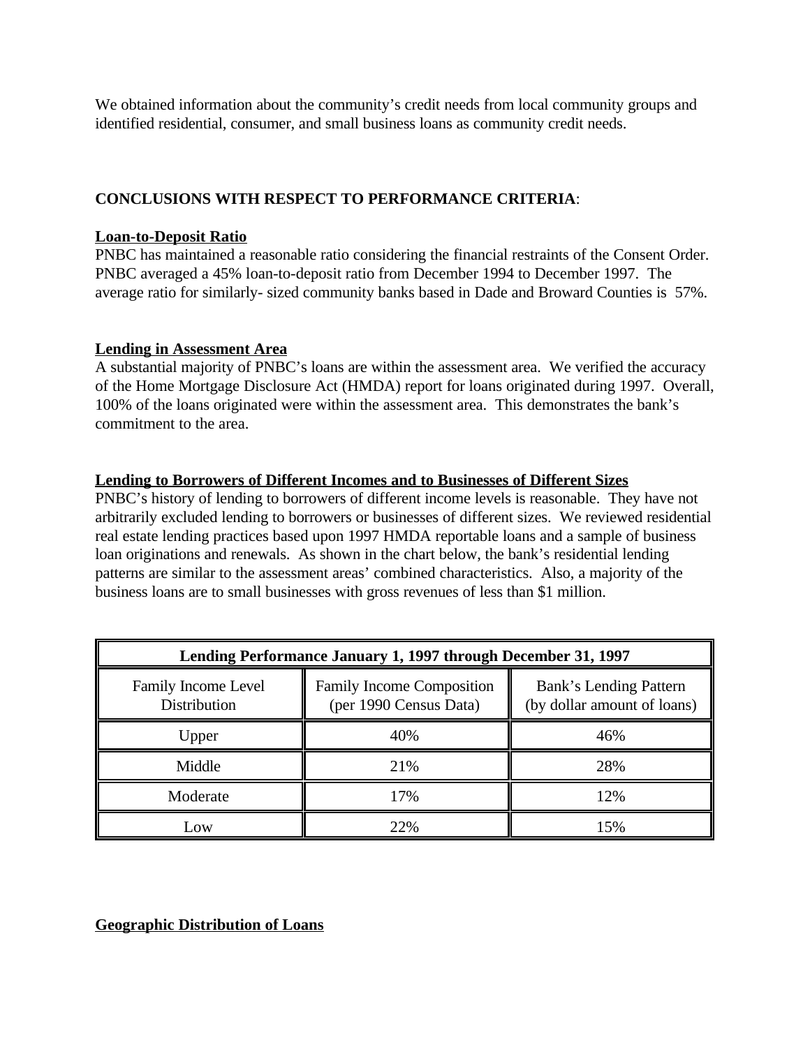We obtained information about the community's credit needs from local community groups and identified residential, consumer, and small business loans as community credit needs.

**CONCLUSIONS WITH RESPECT TO PERFORMANCE CRITERIA**:

**Loan-to-Deposit Ratio**

PNBC has maintained a reasonable ratio considering the financial restraints of the Consent Order. PNBC averaged a 45% loan-to-deposit ratio from December 1994 to December 1997. The average ratio for similarly- sized community banks based in Dade and Broward Counties is 57%.

**Lending in Assessment Area**

A substantial majority of PNBC's loans are within the assessment area. We verified the accuracy of the Home Mortgage Disclosure Act (HMDA) report for loans originated during 1997. Overall, 100% of the loans originated were within the assessment area. This demonstrates the bank's commitment to the area.

**Lending to Borrowers of Different Incomes and to Businesses of Different Sizes**

PNBC's history of lending to borrowers of different income levels is reasonable. They have not arbitrarily excluded lending to borrowers or businesses of different sizes. We reviewed residential real estate lending practices based upon 1997 HMDA reportable loans and a sample of business loan originations and renewals. As shown in the chart below, the bank's residential lending patterns are similar to the assessment areas' combined characteristics. Also, a majority of the business loans are to small businesses with gross revenues of less than $1 million.

| Lending Performance January 1, 1997 through December 31, 1997 | | |
|---|---|---|
| Family Income Level Distribution | Family Income Composition (per 1990 Census Data) | Bank's Lending Pattern (by dollar amount of loans) |
| Upper | 40% | 46% |
| Middle | 21% | 28% |
| Moderate | 17% | 12% |
| Low | 22% | 15% |

**Geographic Distribution of Loans**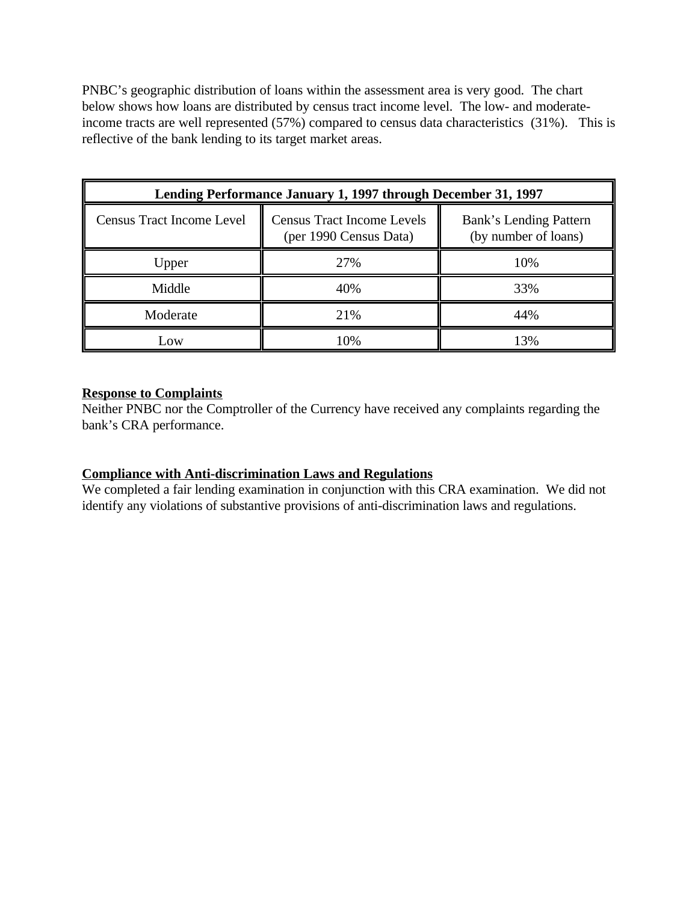PNBC's geographic distribution of loans within the assessment area is very good. The chart below shows how loans are distributed by census tract income level. The low- and moderate-income tracts are well represented (57%) compared to census data characteristics (31%). This is reflective of the bank lending to its target market areas.

| Lending Performance January 1, 1997 through December 31, 1997 | | |
|---|---|---|
| Census Tract Income Level | Census Tract Income Levels (per 1990 Census Data) | Bank's Lending Pattern (by number of loans) |
| Upper | 27% | 10% |
| Middle | 40% | 33% |
| Moderate | 21% | 44% |
| Low | 10% | 13% |

**Response to Complaints**

Neither PNBC nor the Comptroller of the Currency have received any complaints regarding the bank's CRA performance.

**Compliance with Anti-discrimination Laws and Regulations**

We completed a fair lending examination in conjunction with this CRA examination. We did not identify any violations of substantive provisions of anti-discrimination laws and regulations.